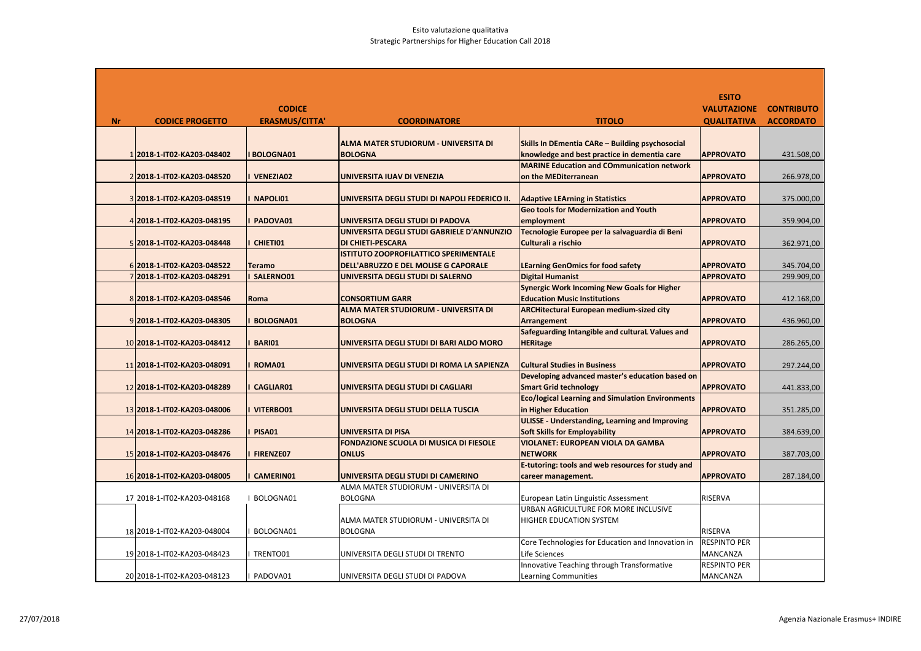Esito valutazione qualitativa
Strategic Partnerships for Higher Education Call 2018

| Nr | CODICE PROGETTO | CODICE ERASMUS/CITTA' | COORDINATORE | TITOLO | ESITO VALUTAZIONE QUALITATIVA | CONTRIBUTO ACCORDATO |
|---|---|---|---|---|---|---|
| 1 | 2018-1-IT02-KA203-048402 | I BOLOGNA01 | ALMA MATER STUDIORUM - UNIVERSITA DI BOLOGNA | Skills In DEmentia CARe – Building psychosocial knowledge and best practice in dementia care | APPROVATO | 431.508,00 |
| 2 | 2018-1-IT02-KA203-048520 | I VENEZIA02 | UNIVERSITA IUAV DI VENEZIA | MARINE Education and COmmunication network on the MEDiterranean | APPROVATO | 266.978,00 |
| 3 | 2018-1-IT02-KA203-048519 | I NAPOLI01 | UNIVERSITA DEGLI STUDI DI NAPOLI FEDERICO II. | Adaptive LEArning in Statistics | APPROVATO | 375.000,00 |
| 4 | 2018-1-IT02-KA203-048195 | I PADOVA01 | UNIVERSITA DEGLI STUDI DI PADOVA | Geo tools for Modernization and Youth employment | APPROVATO | 359.904,00 |
| 5 | 2018-1-IT02-KA203-048448 | I CHIETI01 | UNIVERSITA DEGLI STUDI GABRIELE D'ANNUNZIO DI CHIETI-PESCARA | Tecnologie Europee per la salvaguardia di Beni Culturali a rischio | APPROVATO | 362.971,00 |
| 6 | 2018-1-IT02-KA203-048522 | Teramo | ISTITUTO ZOOPROFILATTICO SPERIMENTALE DELL'ABRUZZO E DEL MOLISE G CAPORALE | LEarning GenOmics for food safety | APPROVATO | 345.704,00 |
| 7 | 2018-1-IT02-KA203-048291 | I SALERNO01 | UNIVERSITA DEGLI STUDI DI SALERNO | Digital Humanist | APPROVATO | 299.909,00 |
| 8 | 2018-1-IT02-KA203-048546 | Roma | CONSORTIUM GARR | Synergic Work Incoming New Goals for Higher Education Music Institutions | APPROVATO | 412.168,00 |
| 9 | 2018-1-IT02-KA203-048305 | I BOLOGNA01 | ALMA MATER STUDIORUM - UNIVERSITA DI BOLOGNA | ARCHitectural European medium-sized city Arrangement | APPROVATO | 436.960,00 |
| 10 | 2018-1-IT02-KA203-048412 | I BARI01 | UNIVERSITA DEGLI STUDI DI BARI ALDO MORO | Safeguarding Intangible and culturaL Values and HERitage | APPROVATO | 286.265,00 |
| 11 | 2018-1-IT02-KA203-048091 | I ROMA01 | UNIVERSITA DEGLI STUDI DI ROMA LA SAPIENZA | Cultural Studies in Business | APPROVATO | 297.244,00 |
| 12 | 2018-1-IT02-KA203-048289 | I CAGLIAR01 | UNIVERSITA DEGLI STUDI DI CAGLIARI | Developing advanced master's education based on Smart Grid technology | APPROVATO | 441.833,00 |
| 13 | 2018-1-IT02-KA203-048006 | I VITERBO01 | UNIVERSITA DEGLI STUDI DELLA TUSCIA | Eco/logical Learning and Simulation Environments in Higher Education | APPROVATO | 351.285,00 |
| 14 | 2018-1-IT02-KA203-048286 | I PISA01 | UNIVERSITA DI PISA | ULISSE - Understanding, Learning and Improving Soft Skills for Employability | APPROVATO | 384.639,00 |
| 15 | 2018-1-IT02-KA203-048476 | I FIRENZE07 | FONDAZIONE SCUOLA DI MUSICA DI FIESOLE ONLUS | VIOLANET: EUROPEAN VIOLA DA GAMBA NETWORK | APPROVATO | 387.703,00 |
| 16 | 2018-1-IT02-KA203-048005 | I CAMERIN01 | UNIVERSITA DEGLI STUDI DI CAMERINO | E-tutoring: tools and web resources for study and career management. | APPROVATO | 287.184,00 |
| 17 | 2018-1-IT02-KA203-048168 | I BOLOGNA01 | ALMA MATER STUDIORUM - UNIVERSITA DI BOLOGNA | European Latin Linguistic Assessment | RISERVA | |
| 18 | 2018-1-IT02-KA203-048004 | I BOLOGNA01 | ALMA MATER STUDIORUM - UNIVERSITA DI BOLOGNA | URBAN AGRICULTURE FOR MORE INCLUSIVE HIGHER EDUCATION SYSTEM | RISERVA | |
| 19 | 2018-1-IT02-KA203-048423 | I TRENTO01 | UNIVERSITA DEGLI STUDI DI TRENTO | Core Technologies for Education and Innovation in Life Sciences | RESPINTO PER MANCANZA | |
| 20 | 2018-1-IT02-KA203-048123 | I PADOVA01 | UNIVERSITA DEGLI STUDI DI PADOVA | Innovative Teaching through Transformative Learning Communities | RESPINTO PER MANCANZA | |

27/07/2018 Agenzia Nazionale Erasmus+ INDIRE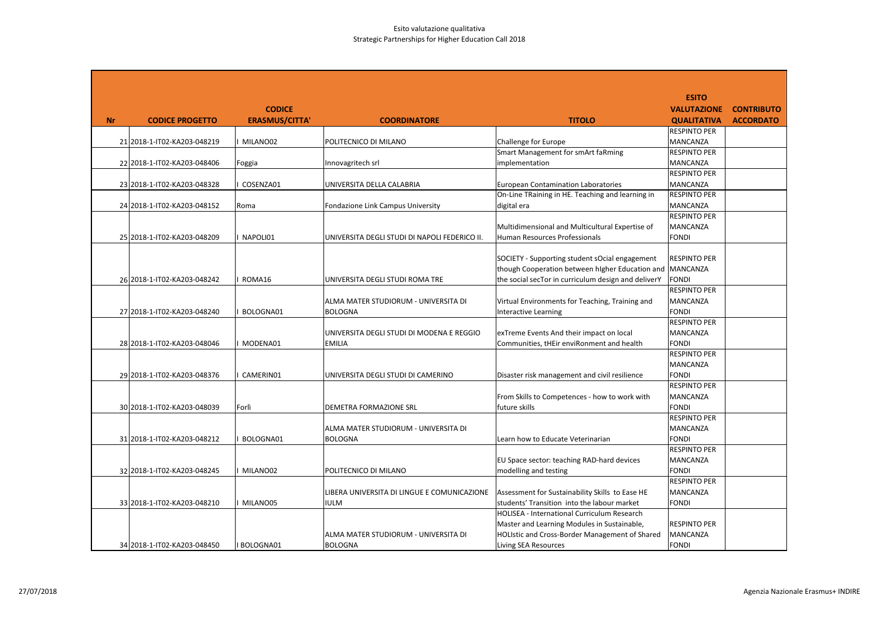Esito valutazione qualitativa
Strategic Partnerships for Higher Education Call 2018

| Nr | CODICE PROGETTO | CODICE ERASMUS/CITTA' | COORDINATORE | TITOLO | ESITO VALUTAZIONE QUALITATIVA | CONTRIBUTO ACCORDATO |
|---|---|---|---|---|---|---|
| 21 | 2018-1-IT02-KA203-048219 | I MILANO02 | POLITECNICO DI MILANO | Challenge for Europe | RESPINTO PER MANCANZA | |
| 22 | 2018-1-IT02-KA203-048406 | Foggia | Innovagritech srl | Smart Management for smArt faRming implementation | RESPINTO PER MANCANZA | |
| 23 | 2018-1-IT02-KA203-048328 | I COSENZA01 | UNIVERSITA DELLA CALABRIA | European Contamination Laboratories | RESPINTO PER MANCANZA | |
| 24 | 2018-1-IT02-KA203-048152 | Roma | Fondazione Link Campus University | On-Line TRaining in HE. Teaching and learning in digital era | RESPINTO PER MANCANZA | |
| 25 | 2018-1-IT02-KA203-048209 | I NAPOLI01 | UNIVERSITA DEGLI STUDI DI NAPOLI FEDERICO II. | Multidimensional and Multicultural Expertise of Human Resources Professionals | RESPINTO PER MANCANZA FONDI | |
| 26 | 2018-1-IT02-KA203-048242 | I ROMA16 | UNIVERSITA DEGLI STUDI ROMA TRE | SOCIETY - Supporting student sOcial engagement though Cooperation between hIgher Education and the social secTor in curriculum design and deliverY | RESPINTO PER MANCANZA FONDI | |
| 27 | 2018-1-IT02-KA203-048240 | I BOLOGNA01 | ALMA MATER STUDIORUM - UNIVERSITA DI BOLOGNA | Virtual Environments for Teaching, Training and Interactive Learning | RESPINTO PER MANCANZA FONDI | |
| 28 | 2018-1-IT02-KA203-048046 | I MODENA01 | UNIVERSITA DEGLI STUDI DI MODENA E REGGIO EMILIA | exTreme Events And their impact on local Communities, tHEir enviRonment and health | RESPINTO PER MANCANZA FONDI | |
| 29 | 2018-1-IT02-KA203-048376 | I CAMERIN01 | UNIVERSITA DEGLI STUDI DI CAMERINO | Disaster risk management and civil resilience | RESPINTO PER MANCANZA FONDI | |
| 30 | 2018-1-IT02-KA203-048039 | Forlì | DEMETRA FORMAZIONE SRL | From Skills to Competences - how to work with future skills | RESPINTO PER MANCANZA FONDI | |
| 31 | 2018-1-IT02-KA203-048212 | I BOLOGNA01 | ALMA MATER STUDIORUM - UNIVERSITA DI BOLOGNA | Learn how to Educate Veterinarian | RESPINTO PER MANCANZA FONDI | |
| 32 | 2018-1-IT02-KA203-048245 | I MILANO02 | POLITECNICO DI MILANO | EU Space sector: teaching RAD-hard devices modelling and testing | RESPINTO PER MANCANZA FONDI | |
| 33 | 2018-1-IT02-KA203-048210 | I MILANO05 | LIBERA UNIVERSITA DI LINGUE E COMUNICAZIONE IULM | Assessment for Sustainability Skills to Ease HE students' Transition into the labour market | RESPINTO PER MANCANZA FONDI | |
| 34 | 2018-1-IT02-KA203-048450 | I BOLOGNA01 | ALMA MATER STUDIORUM - UNIVERSITA DI BOLOGNA | HOLISEA - International Curriculum Research Master and Learning Modules in Sustainable, HOLIstic and Cross-Border Management of Shared Living SEA Resources | RESPINTO PER MANCANZA FONDI | |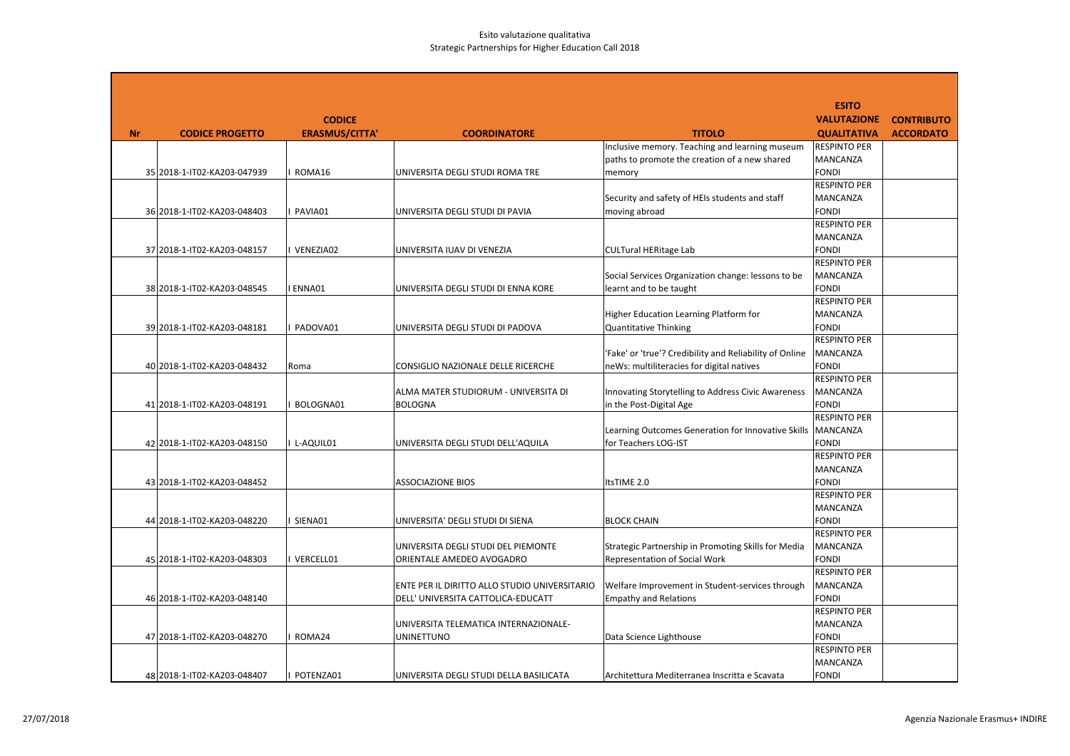# Esito valutazione qualitativa
## Strategic Partnerships for Higher Education Call 2018

| Nr | CODICE PROGETTO | CODICE ERASMUS/CITTA' | COORDINATORE | TITOLO | ESITO VALUTAZIONE QUALITATIVA | CONTRIBUTO ACCORDATO |
|---|---|---|---|---|---|---|
| 35 | 2018-1-IT02-KA203-047939 | I ROMA16 | UNIVERSITA DEGLI STUDI ROMA TRE | Inclusive memory. Teaching and learning museum paths to promote the creation of a new shared memory | RESPINTO PER MANCANZA FONDI | |
| 36 | 2018-1-IT02-KA203-048403 | I PAVIA01 | UNIVERSITA DEGLI STUDI DI PAVIA | Security and safety of HEIs students and staff moving abroad | RESPINTO PER MANCANZA FONDI | |
| 37 | 2018-1-IT02-KA203-048157 | I VENEZIA02 | UNIVERSITA IUAV DI VENEZIA | CULTural HERitage Lab | RESPINTO PER MANCANZA FONDI | |
| 38 | 2018-1-IT02-KA203-048545 | I ENNA01 | UNIVERSITA DEGLI STUDI DI ENNA KORE | Social Services Organization change: lessons to be learnt and to be taught | RESPINTO PER MANCANZA FONDI | |
| 39 | 2018-1-IT02-KA203-048181 | I PADOVA01 | UNIVERSITA DEGLI STUDI DI PADOVA | Higher Education Learning Platform for Quantitative Thinking | RESPINTO PER MANCANZA FONDI | |
| 40 | 2018-1-IT02-KA203-048432 | Roma | CONSIGLIO NAZIONALE DELLE RICERCHE | 'Fake' or 'true'? Credibility and Reliability of Online neWs: multiliteracies for digital natives | RESPINTO PER MANCANZA FONDI | |
| 41 | 2018-1-IT02-KA203-048191 | I BOLOGNA01 | ALMA MATER STUDIORUM - UNIVERSITA DI BOLOGNA | Innovating Storytelling to Address Civic Awareness in the Post-Digital Age | RESPINTO PER MANCANZA FONDI | |
| 42 | 2018-1-IT02-KA203-048150 | I L-AQUIL01 | UNIVERSITA DEGLI STUDI DELL'AQUILA | Learning Outcomes Generation for Innovative Skills for Teachers LOG-IST | RESPINTO PER MANCANZA FONDI | |
| 43 | 2018-1-IT02-KA203-048452 | | ASSOCIAZIONE BIOS | ItsTIME 2.0 | RESPINTO PER MANCANZA FONDI | |
| 44 | 2018-1-IT02-KA203-048220 | I SIENA01 | UNIVERSITA' DEGLI STUDI DI SIENA | BLOCK CHAIN | RESPINTO PER MANCANZA FONDI | |
| 45 | 2018-1-IT02-KA203-048303 | I VERCELL01 | UNIVERSITA DEGLI STUDI DEL PIEMONTE ORIENTALE AMEDEO AVOGADRO | Strategic Partnership in Promoting Skills for Media Representation of Social Work | RESPINTO PER MANCANZA FONDI | |
| 46 | 2018-1-IT02-KA203-048140 | | ENTE PER IL DIRITTO ALLO STUDIO UNIVERSITARIO DELL' UNIVERSITA CATTOLICA-EDUCATT | Welfare Improvement in Student-services through Empathy and Relations | RESPINTO PER MANCANZA FONDI | |
| 47 | 2018-1-IT02-KA203-048270 | I ROMA24 | UNIVERSITA TELEMATICA INTERNAZIONALE-UNINETTUNO | Data Science Lighthouse | RESPINTO PER MANCANZA FONDI | |
| 48 | 2018-1-IT02-KA203-048407 | I POTENZA01 | UNIVERSITA DEGLI STUDI DELLA BASILICATA | Architettura Mediterranea Inscritta e Scavata | RESPINTO PER MANCANZA FONDI | |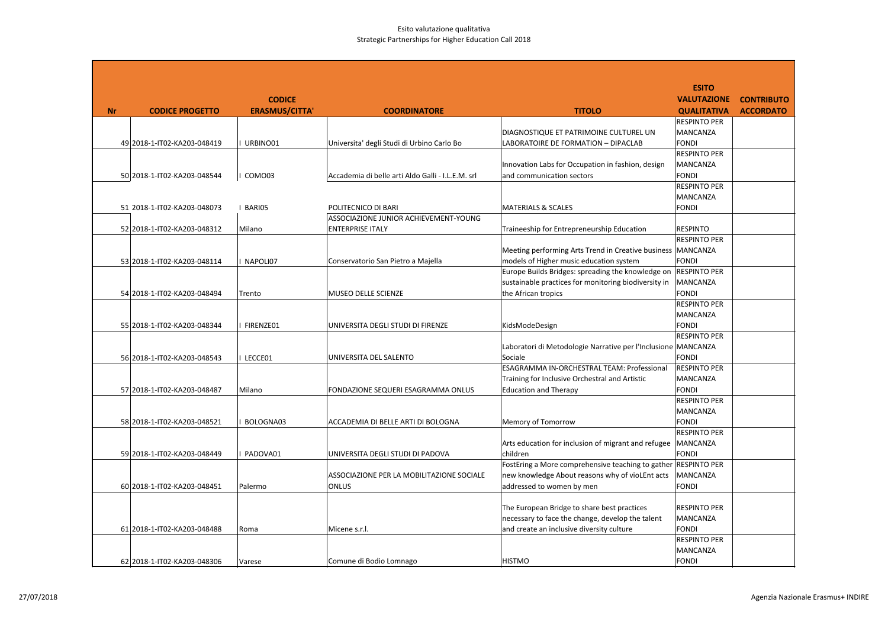Esito valutazione qualitativa
Strategic Partnerships for Higher Education Call 2018

| Nr | CODICE PROGETTO | CODICE ERASMUS/CITTA' | COORDINATORE | TITOLO | ESITO VALUTAZIONE QUALITATIVA | CONTRIBUTO ACCORDATO |
|---|---|---|---|---|---|---|
| 49 | 2018-1-IT02-KA203-048419 | I URBINO01 | Universita' degli Studi di Urbino Carlo Bo | DIAGNOSTIQUE ET PATRIMOINE CULTUREL UN LABORATOIRE DE FORMATION – DIPACLAB | RESPINTO PER MANCANZA FONDI | |
| 50 | 2018-1-IT02-KA203-048544 | I COMO03 | Accademia di belle arti Aldo Galli - I.L.E.M. srl | Innovation Labs for Occupation in fashion, design and communication sectors | RESPINTO PER MANCANZA FONDI | |
| 51 | 2018-1-IT02-KA203-048073 | I BARI05 | POLITECNICO DI BARI | MATERIALS & SCALES | RESPINTO PER MANCANZA FONDI | |
| 52 | 2018-1-IT02-KA203-048312 | Milano | ASSOCIAZIONE JUNIOR ACHIEVEMENT-YOUNG ENTERPRISE ITALY | Traineeship for Entrepreneurship Education | RESPINTO | |
| 53 | 2018-1-IT02-KA203-048114 | I NAPOLI07 | Conservatorio San Pietro a Majella | Meeting performing Arts Trend in Creative business models of Higher music education system | RESPINTO PER MANCANZA FONDI | |
| 54 | 2018-1-IT02-KA203-048494 | Trento | MUSEO DELLE SCIENZE | Europe Builds Bridges: spreading the knowledge on sustainable practices for monitoring biodiversity in the African tropics | RESPINTO PER MANCANZA FONDI | |
| 55 | 2018-1-IT02-KA203-048344 | I FIRENZE01 | UNIVERSITA DEGLI STUDI DI FIRENZE | KidsModeDesign | RESPINTO PER MANCANZA FONDI | |
| 56 | 2018-1-IT02-KA203-048543 | I LECCE01 | UNIVERSITA DEL SALENTO | Laboratori di Metodologie Narrative per l'Inclusione Sociale | RESPINTO PER MANCANZA FONDI | |
| 57 | 2018-1-IT02-KA203-048487 | Milano | FONDAZIONE SEQUERI ESAGRAMMA ONLUS | ESAGRAMMA IN-ORCHESTRAL TEAM: Professional Training for Inclusive Orchestral and Artistic Education and Therapy | RESPINTO PER MANCANZA FONDI | |
| 58 | 2018-1-IT02-KA203-048521 | I BOLOGNA03 | ACCADEMIA DI BELLE ARTI DI BOLOGNA | Memory of Tomorrow | RESPINTO PER MANCANZA FONDI | |
| 59 | 2018-1-IT02-KA203-048449 | I PADOVA01 | UNIVERSITA DEGLI STUDI DI PADOVA | Arts education for inclusion of migrant and refugee children | RESPINTO PER MANCANZA FONDI | |
| 60 | 2018-1-IT02-KA203-048451 | Palermo | ASSOCIAZIONE PER LA MOBILITAZIONE SOCIALE ONLUS | FostEring a More comprehensive teaching to gather new knowledge About reasons why of vioLEnt acts addressed to women by men | RESPINTO PER MANCANZA FONDI | |
| 61 | 2018-1-IT02-KA203-048488 | Roma | Micene s.r.l. | The European Bridge to share best practices necessary to face the change, develop the talent and create an inclusive diversity culture | RESPINTO PER MANCANZA FONDI | |
| 62 | 2018-1-IT02-KA203-048306 | Varese | Comune di Bodio Lomnago | HISTMO | RESPINTO PER MANCANZA FONDI | |

27/07/2018 Agenzia Nazionale Erasmus+ INDIRE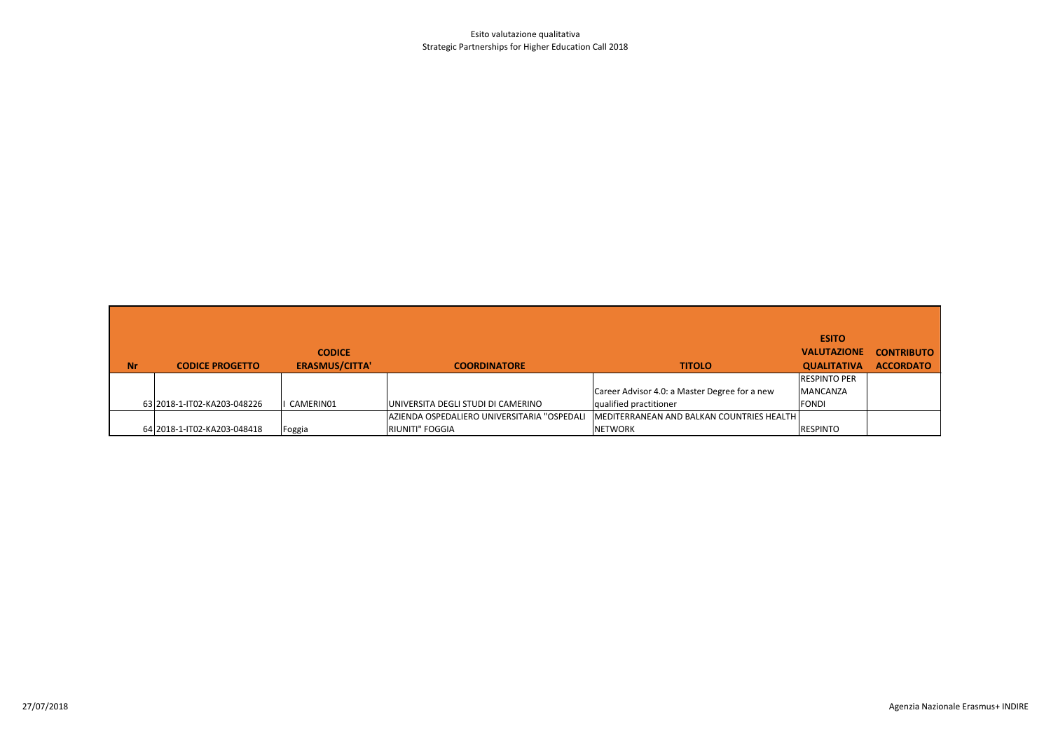Esito valutazione qualitativa
Strategic Partnerships for Higher Education Call 2018

| Nr | CODICE PROGETTO | CODICE ERASMUS/CITTA' | COORDINATORE | TITOLO | ESITO VALUTAZIONE QUALITATIVA | CONTRIBUTO ACCORDATO |
|---|---|---|---|---|---|---|
| 63 | 2018-1-IT02-KA203-048226 | I CAMERIN01 | UNIVERSITA DEGLI STUDI DI CAMERINO | Career Advisor 4.0: a Master Degree for a new qualified practitioner | RESPINTO PER MANCANZA FONDI | |
| 64 | 2018-1-IT02-KA203-048418 | Foggia | AZIENDA OSPEDALIERO UNIVERSITARIA "OSPEDALI RIUNITI" FOGGIA | MEDITERRANEAN AND BALKAN COUNTRIES HEALTH NETWORK | RESPINTO | |

27/07/2018

Agenzia Nazionale Erasmus+ INDIRE